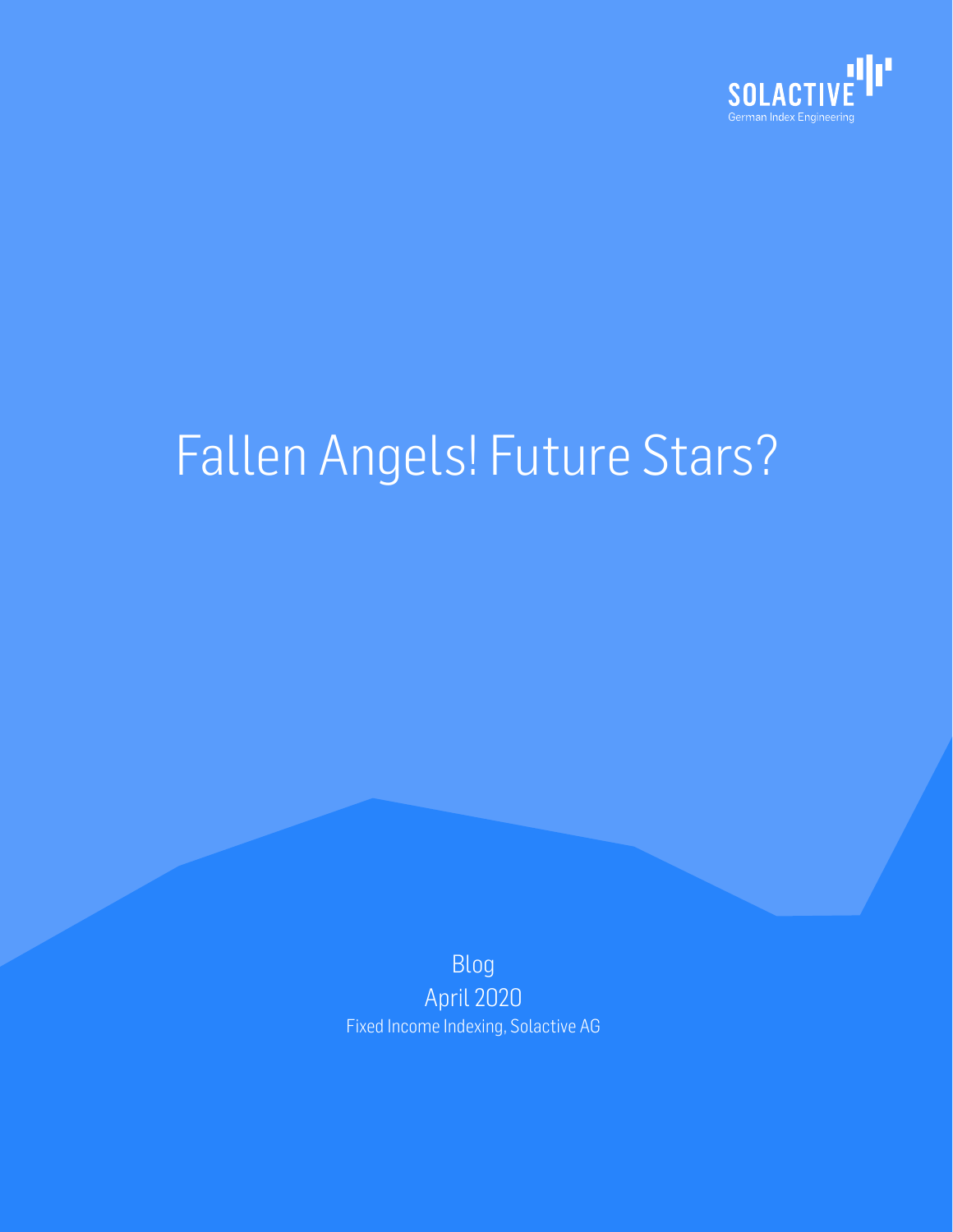SOLACTIVE

German Index Engineering

# Fallen Angels! Future Stars?

Blog

April 2020

Fixed Income Indexing, Solactive AG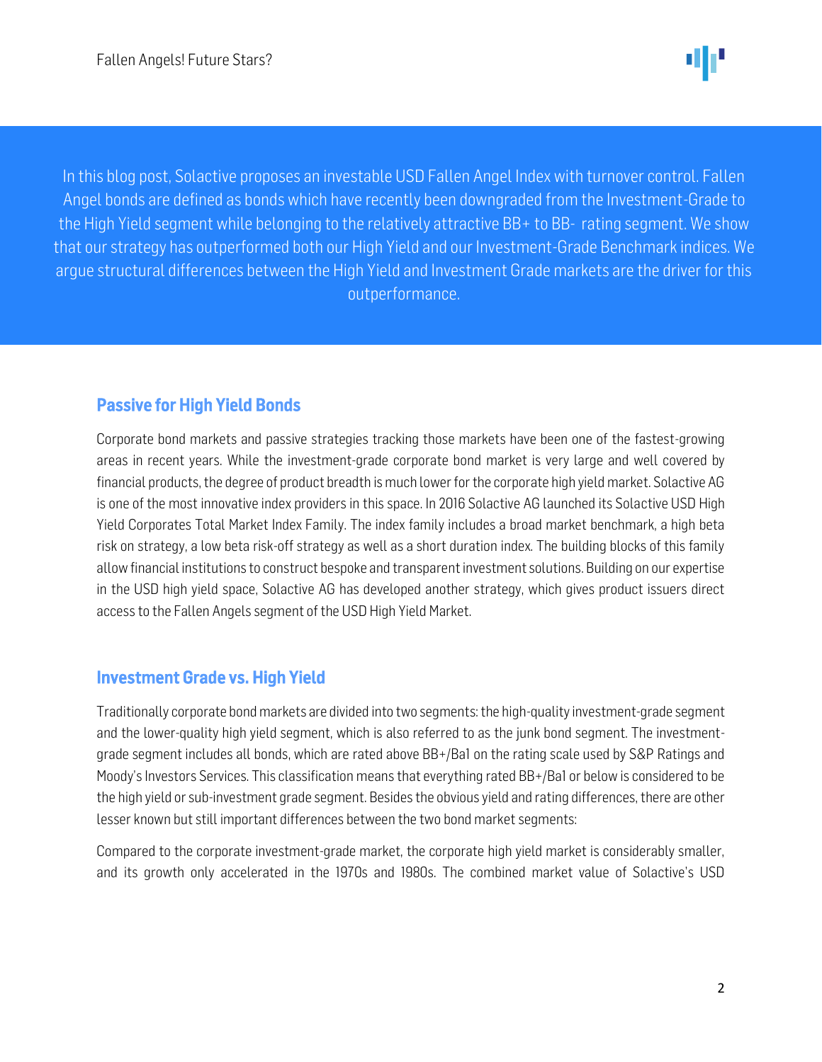In this blog post, Solactive proposes an investable USD Fallen Angel Index with turnover control. Fallen Angel bonds are defined as bonds which have recently been downgraded from the Investment-Grade to the High Yield segment while belonging to the relatively attractive BB+ to BB- rating segment. We show that our strategy has outperformed both our High Yield and our Investment-Grade Benchmark indices. We argue structural differences between the High Yield and Investment Grade markets are the driver for this outperformance.

## Passive for High Yield Bonds

Corporate bond markets and passive strategies tracking those markets have been one of the fastest-growing areas in recent years. While the investment-grade corporate bond market is very large and well covered by financial products, the degree of product breadth is much lower for the corporate high yield market. Solactive AG is one of the most innovative index providers in this space. In 2016 Solactive AG launched its Solactive USD High Yield Corporates Total Market Index Family. The index family includes a broad market benchmark, a high beta risk on strategy, a low beta risk-off strategy as well as a short duration index. The building blocks of this family allow financial institutions to construct bespoke and transparent investment solutions. Building on our expertise in the USD high yield space, Solactive AG has developed another strategy, which gives product issuers direct access to the Fallen Angels segment of the USD High Yield Market.

## Investment Grade vs. High Yield

Traditionally corporate bond markets are divided into two segments: the high-quality investment-grade segment and the lower-quality high yield segment, which is also referred to as the junk bond segment. The investment-grade segment includes all bonds, which are rated above BB+/Ba1 on the rating scale used by S&P Ratings and Moody's Investors Services. This classification means that everything rated BB+/Ba1 or below is considered to be the high yield or sub-investment grade segment. Besides the obvious yield and rating differences, there are other lesser known but still important differences between the two bond market segments:

Compared to the corporate investment-grade market, the corporate high yield market is considerably smaller, and its growth only accelerated in the 1970s and 1980s. The combined market value of Solactive's USD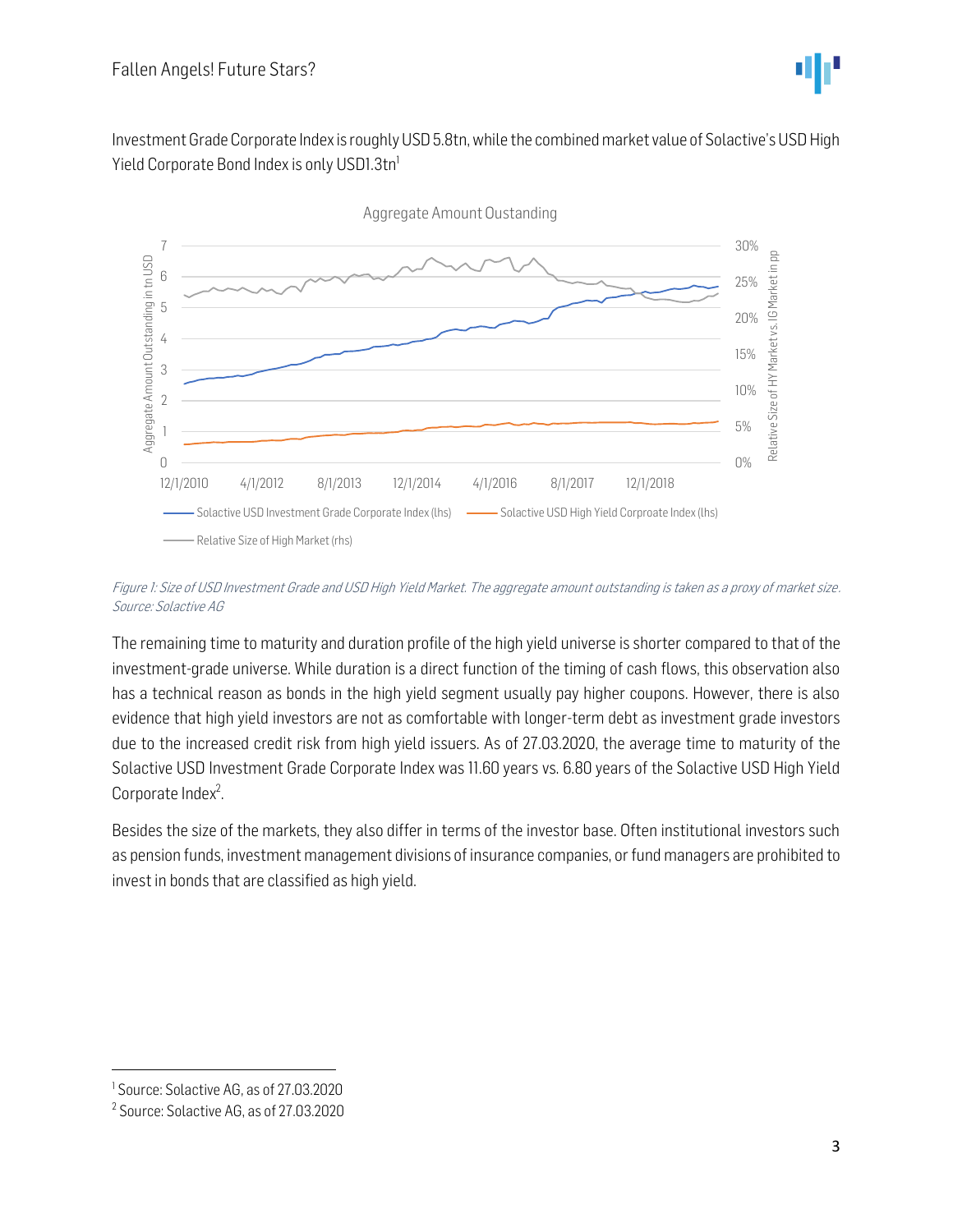Investment Grade Corporate Index is roughly USD 5.8tn, while the combined market value of Solactive's USD High Yield Corporate Bond Index is only USD1.3tn[1]

*Figure 1: Size of USD Investment Grade and USD High Yield Market. The aggregate amount outstanding is taken as a proxy of market size. Source: Solactive AG*

The remaining time to maturity and duration profile of the high yield universe is shorter compared to that of the investment-grade universe. While duration is a direct function of the timing of cash flows, this observation also has a technical reason as bonds in the high yield segment usually pay higher coupons. However, there is also evidence that high yield investors are not as comfortable with longer-term debt as investment grade investors due to the increased credit risk from high yield issuers. As of 27.03.2020, the average time to maturity of the Solactive USD Investment Grade Corporate Index was 11.60 years vs. 6.80 years of the Solactive USD High Yield Corporate Index[2].

Besides the size of the markets, they also differ in terms of the investor base. Often institutional investors such as pension funds, investment management divisions of insurance companies, or fund managers are prohibited to invest in bonds that are classified as high yield.

[1] Source: Solactive AG, as of 27.03.2020

[2] Source: Solactive AG, as of 27.03.2020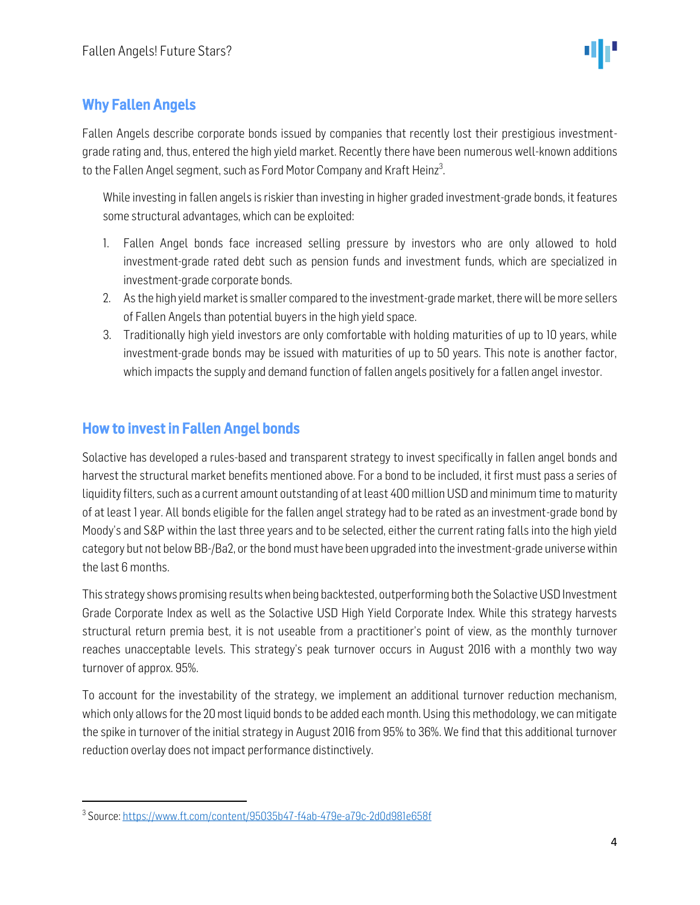## Why Fallen Angels

Fallen Angels describe corporate bonds issued by companies that recently lost their prestigious investment-grade rating and, thus, entered the high yield market. Recently there have been numerous well-known additions to the Fallen Angel segment, such as Ford Motor Company and Kraft Heinz[3].

While investing in fallen angels is riskier than investing in higher graded investment-grade bonds, it features some structural advantages, which can be exploited:

1. Fallen Angel bonds face increased selling pressure by investors who are only allowed to hold investment-grade rated debt such as pension funds and investment funds, which are specialized in investment-grade corporate bonds.
2. As the high yield market is smaller compared to the investment-grade market, there will be more sellers of Fallen Angels than potential buyers in the high yield space.
3. Traditionally high yield investors are only comfortable with holding maturities of up to 10 years, while investment-grade bonds may be issued with maturities of up to 50 years. This note is another factor, which impacts the supply and demand function of fallen angels positively for a fallen angel investor.

## How to invest in Fallen Angel bonds

Solactive has developed a rules-based and transparent strategy to invest specifically in fallen angel bonds and harvest the structural market benefits mentioned above. For a bond to be included, it first must pass a series of liquidity filters, such as a current amount outstanding of at least 400 million USD and minimum time to maturity of at least 1 year. All bonds eligible for the fallen angel strategy had to be rated as an investment-grade bond by Moody's and S&P within the last three years and to be selected, either the current rating falls into the high yield category but not below BB-/Ba2, or the bond must have been upgraded into the investment-grade universe within the last 6 months.

This strategy shows promising results when being backtested, outperforming both the Solactive USD Investment Grade Corporate Index as well as the Solactive USD High Yield Corporate Index. While this strategy harvests structural return premia best, it is not useable from a practitioner's point of view, as the monthly turnover reaches unacceptable levels. This strategy's peak turnover occurs in August 2016 with a monthly two way turnover of approx. 95%.

To account for the investability of the strategy, we implement an additional turnover reduction mechanism, which only allows for the 20 most liquid bonds to be added each month. Using this methodology, we can mitigate the spike in turnover of the initial strategy in August 2016 from 95% to 36%. We find that this additional turnover reduction overlay does not impact performance distinctively.

---

[3] Source: https://www.ft.com/content/95035b47-f4ab-479e-a79c-2d0d981e658f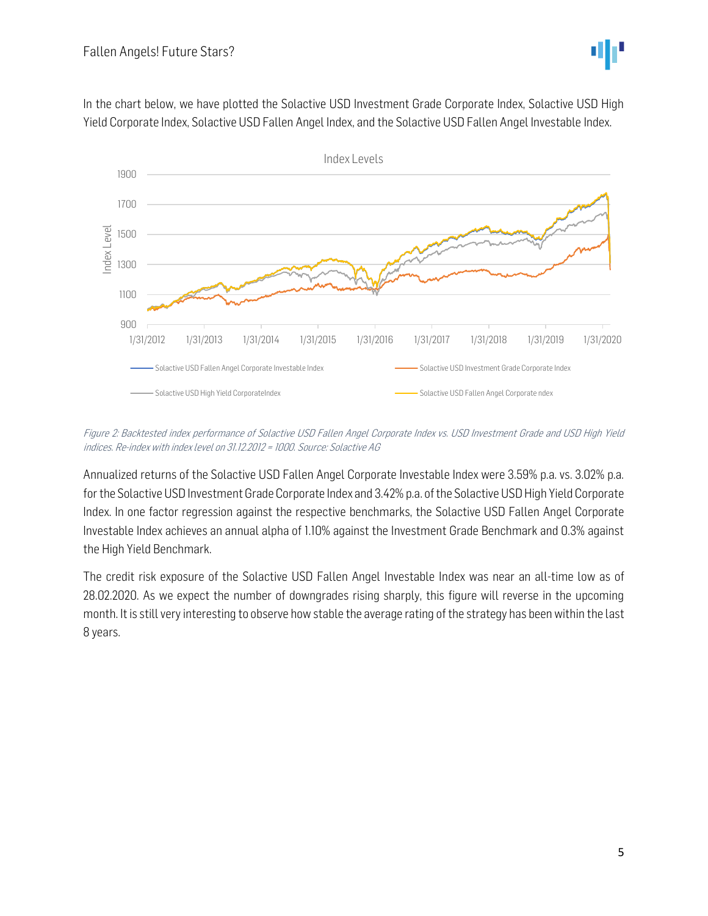In the chart below, we have plotted the Solactive USD Investment Grade Corporate Index, Solactive USD High Yield Corporate Index, Solactive USD Fallen Angel Index, and the Solactive USD Fallen Angel Investable Index.

*Figure 2: Backtested index performance of Solactive USD Fallen Angel Corporate Index vs. USD Investment Grade and USD High Yield indices. Re-index with index level on 31.12.2012 = 1000. Source: Solactive AG*

Annualized returns of the Solactive USD Fallen Angel Corporate Investable Index were 3.59% p.a. vs. 3.02% p.a. for the Solactive USD Investment Grade Corporate Index and 3.42% p.a. of the Solactive USD High Yield Corporate Index. In one factor regression against the respective benchmarks, the Solactive USD Fallen Angel Corporate Investable Index achieves an annual alpha of 1.10% against the Investment Grade Benchmark and 0.3% against the High Yield Benchmark.

The credit risk exposure of the Solactive USD Fallen Angel Investable Index was near an all-time low as of 28.02.2020. As we expect the number of downgrades rising sharply, this figure will reverse in the upcoming month. It is still very interesting to observe how stable the average rating of the strategy has been within the last 8 years.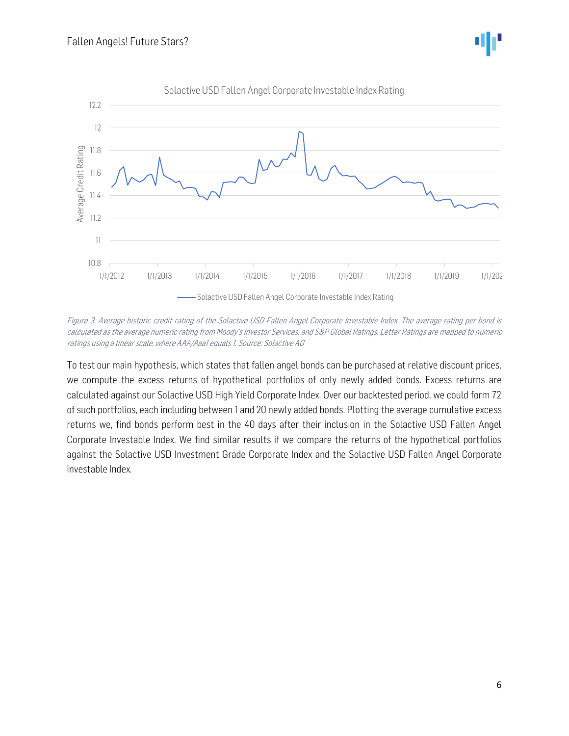Figure 3: Average historic credit rating of the Solactive USD Fallen Angel Corporate Investable Index. The average rating per bond is calculated as the average numeric rating from Moody's Investor Services, and S&P Global Ratings. Letter Ratings are mapped to numeric ratings using a linear scale, where AAA/Aaa1 equals 1. Source: Solactive AG

To test our main hypothesis, which states that fallen angel bonds can be purchased at relative discount prices, we compute the excess returns of hypothetical portfolios of only newly added bonds. Excess returns are calculated against our Solactive USD High Yield Corporate Index. Over our backtested period, we could form 72 of such portfolios, each including between 1 and 20 newly added bonds. Plotting the average cumulative excess returns we, find bonds perform best in the 40 days after their inclusion in the Solactive USD Fallen Angel Corporate Investable Index. We find similar results if we compare the returns of the hypothetical portfolios against the Solactive USD Investment Grade Corporate Index and the Solactive USD Fallen Angel Corporate Investable Index.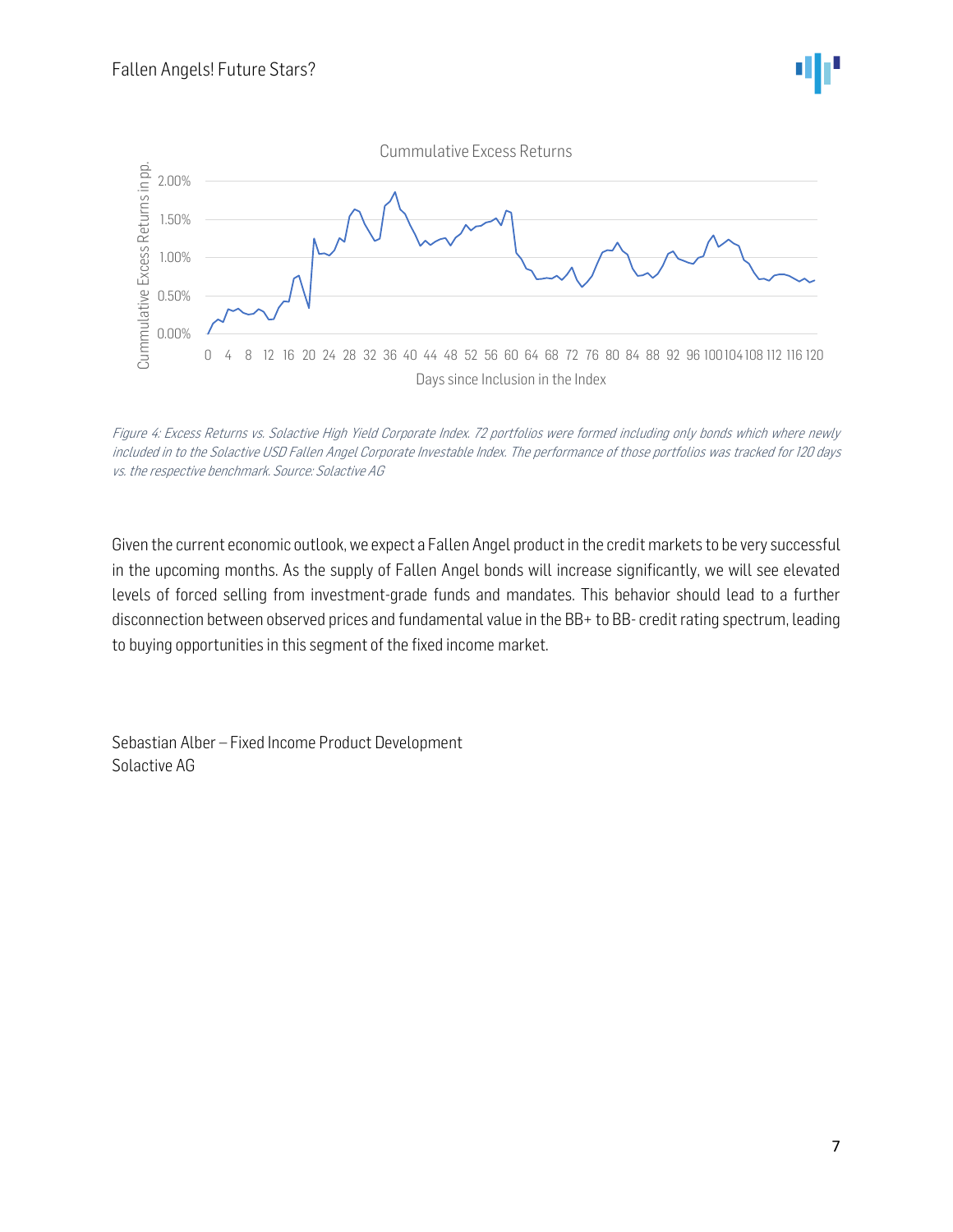*Figure 4: Excess Returns vs. Solactive High Yield Corporate Index. 72 portfolios were formed including only bonds which where newly included in to the Solactive USD Fallen Angel Corporate Investable Index. The performance of those portfolios was tracked for 120 days vs. the respective benchmark. Source: Solactive AG*

Given the current economic outlook, we expect a Fallen Angel product in the credit markets to be very successful in the upcoming months. As the supply of Fallen Angel bonds will increase significantly, we will see elevated levels of forced selling from investment-grade funds and mandates. This behavior should lead to a further disconnection between observed prices and fundamental value in the BB+ to BB- credit rating spectrum, leading to buying opportunities in this segment of the fixed income market.

Sebastian Alber – Fixed Income Product Development
Solactive AG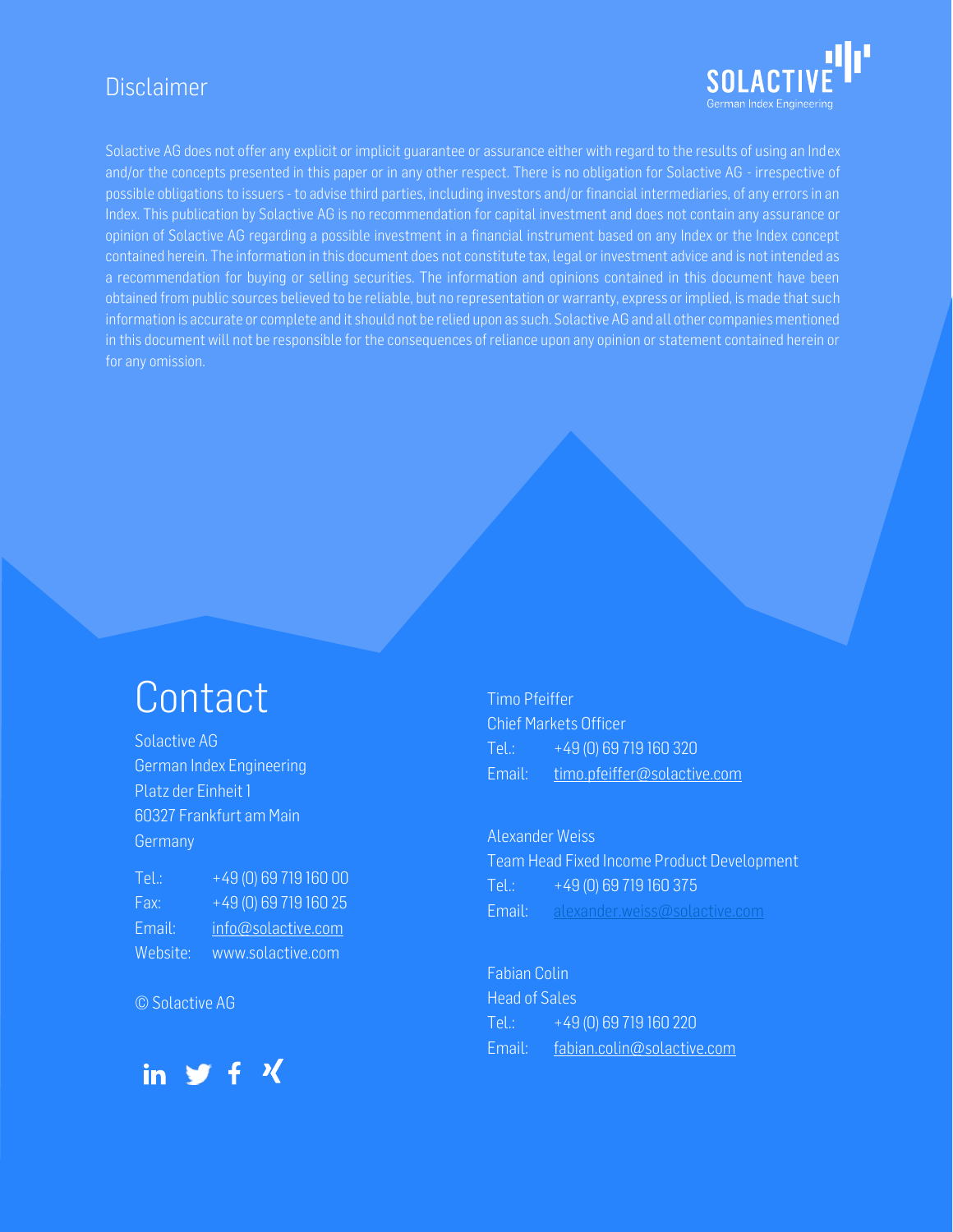## Disclaimer

Solactive AG does not offer any explicit or implicit guarantee or assurance either with regard to the results of using an Index and/or the concepts presented in this paper or in any other respect. There is no obligation for Solactive AG - irrespective of possible obligations to issuers - to advise third parties, including investors and/or financial intermediaries, of any errors in an Index. This publication by Solactive AG is no recommendation for capital investment and does not contain any assurance or opinion of Solactive AG regarding a possible investment in a financial instrument based on any Index or the Index concept contained herein. The information in this document does not constitute tax, legal or investment advice and is not intended as a recommendation for buying or selling securities. The information and opinions contained in this document have been obtained from public sources believed to be reliable, but no representation or warranty, express or implied, is made that such information is accurate or complete and it should not be relied upon as such. Solactive AG and all other companies mentioned in this document will not be responsible for the consequences of reliance upon any opinion or statement contained herein or for any omission.

# Contact

Solactive AG
German Index Engineering
Platz der Einheit 1
60327 Frankfurt am Main
Germany

Tel.: +49 (0) 69 719 160 00
Fax: +49 (0) 69 719 160 25
Email: info@solactive.com
Website: www.solactive.com

© Solactive AG

Timo Pfeiffer
Chief Markets Officer
Tel.: +49 (0) 69 719 160 320
Email: timo.pfeiffer@solactive.com

Alexander Weiss
Team Head Fixed Income Product Development
Tel.: +49 (0) 69 719 160 375
Email: alexander.weiss@solactive.com

Fabian Colin
Head of Sales
Tel.: +49 (0) 69 719 160 220
Email: fabian.colin@solactive.com